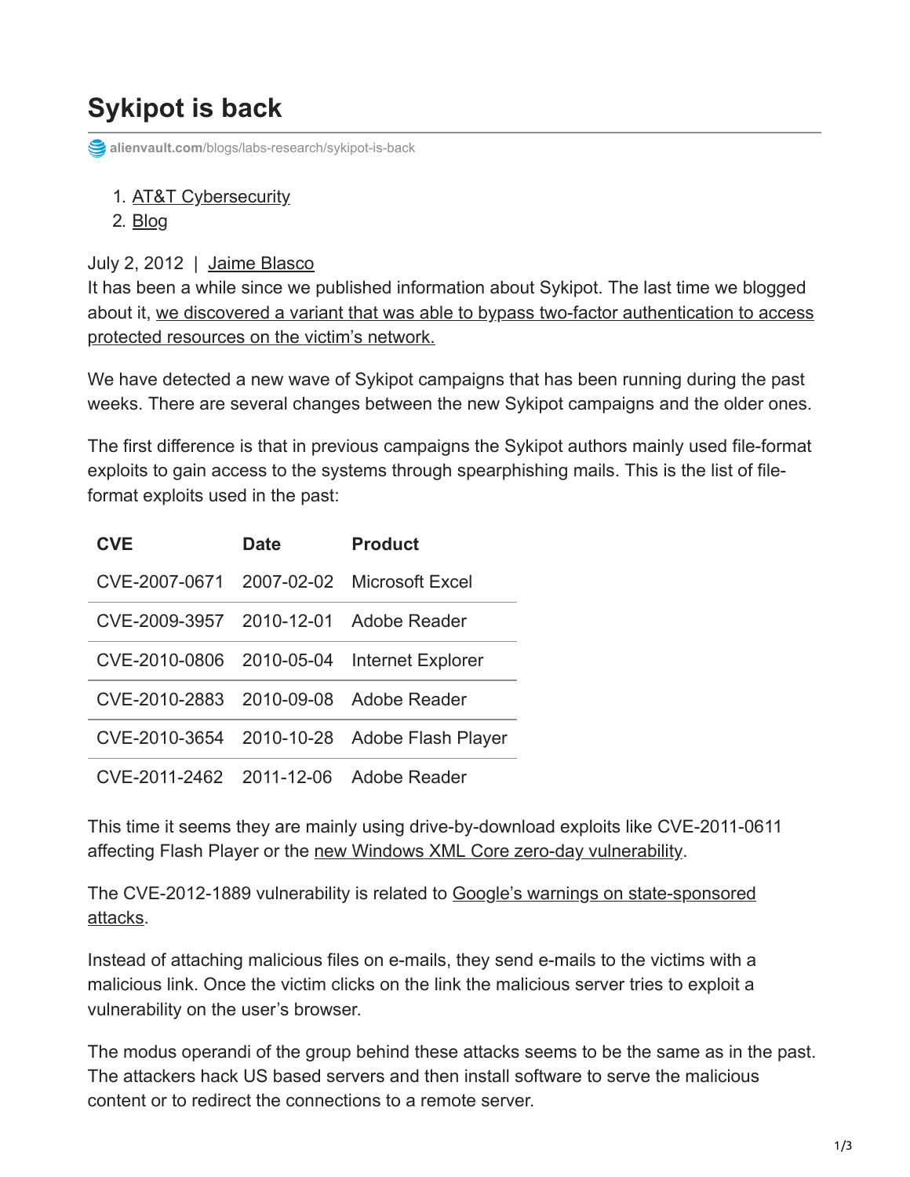# Sykipot is back

alienvault.com/blogs/labs-research/sykipot-is-back

1. AT&T Cybersecurity
2. Blog

July 2, 2012 | Jaime Blasco

It has been a while since we published information about Sykipot. The last time we blogged about it, we discovered a variant that was able to bypass two-factor authentication to access protected resources on the victim's network.

We have detected a new wave of Sykipot campaigns that has been running during the past weeks. There are several changes between the new Sykipot campaigns and the older ones.

The first difference is that in previous campaigns the Sykipot authors mainly used file-format exploits to gain access to the systems through spearphishing mails. This is the list of file-format exploits used in the past:

| CVE | Date | Product |
| --- | --- | --- |
| CVE-2007-0671 | 2007-02-02 | Microsoft Excel |
| CVE-2009-3957 | 2010-12-01 | Adobe Reader |
| CVE-2010-0806 | 2010-05-04 | Internet Explorer |
| CVE-2010-2883 | 2010-09-08 | Adobe Reader |
| CVE-2010-3654 | 2010-10-28 | Adobe Flash Player |
| CVE-2011-2462 | 2011-12-06 | Adobe Reader |

This time it seems they are mainly using drive-by-download exploits like CVE-2011-0611 affecting Flash Player or the new Windows XML Core zero-day vulnerability.

The CVE-2012-1889 vulnerability is related to Google's warnings on state-sponsored attacks.

Instead of attaching malicious files on e-mails, they send e-mails to the victims with a malicious link. Once the victim clicks on the link the malicious server tries to exploit a vulnerability on the user's browser.

The modus operandi of the group behind these attacks seems to be the same as in the past. The attackers hack US based servers and then install software to serve the malicious content or to redirect the connections to a remote server.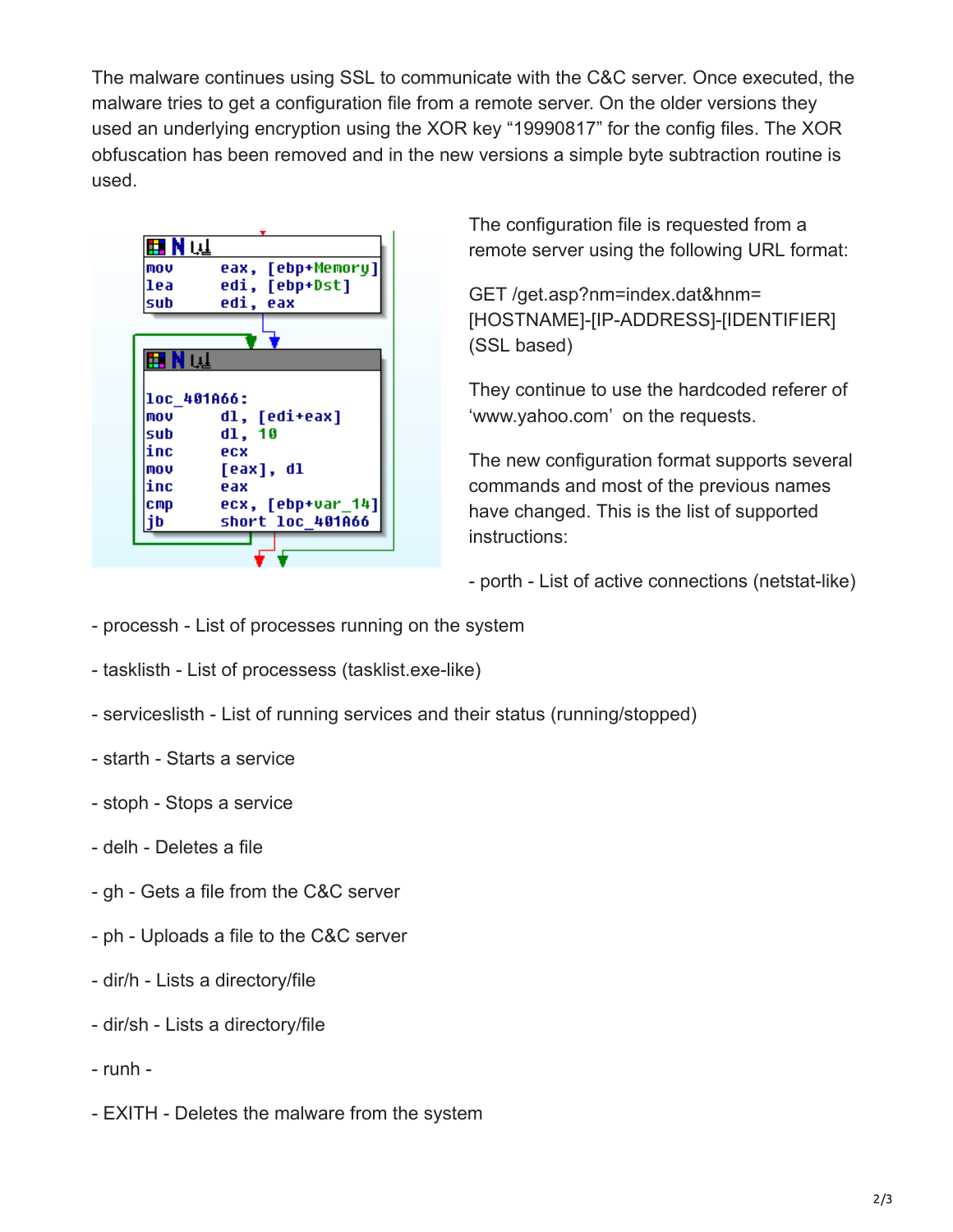The malware continues using SSL to communicate with the C&C server. Once executed, the malware tries to get a configuration file from a remote server. On the older versions they used an underlying encryption using the XOR key “19990817” for the config files. The XOR obfuscation has been removed and in the new versions a simple byte subtraction routine is used.

```
mov     eax, [ebp+Memory]
lea     edi, [ebp+Dst]
sub     edi, eax

loc_401A66:
mov     dl, [edi+eax]
sub     dl, 10
inc     ecx
mov     [eax], dl
inc     eax
cmp     ecx, [ebp+var_14]
jb      short loc_401A66
```

The configuration file is requested from a remote server using the following URL format:

GET /get.asp?nm=index.dat&hnm=[HOSTNAME]-[IP-ADDRESS]-[IDENTIFIER] (SSL based)

They continue to use the hardcoded referer of ‘www.yahoo.com’ on the requests.

The new configuration format supports several commands and most of the previous names have changed. This is the list of supported instructions:

- porth - List of active connections (netstat-like)

- processh - List of processes running on the system

- tasklisth - List of processess (tasklist.exe-like)

- serviceslisth - List of running services and their status (running/stopped)

- starth - Starts a service

- stoph - Stops a service

- delh - Deletes a file

- gh - Gets a file from the C&C server

- ph - Uploads a file to the C&C server

- dir/h - Lists a directory/file

- dir/sh - Lists a directory/file

- runh -

- EXITH - Deletes the malware from the system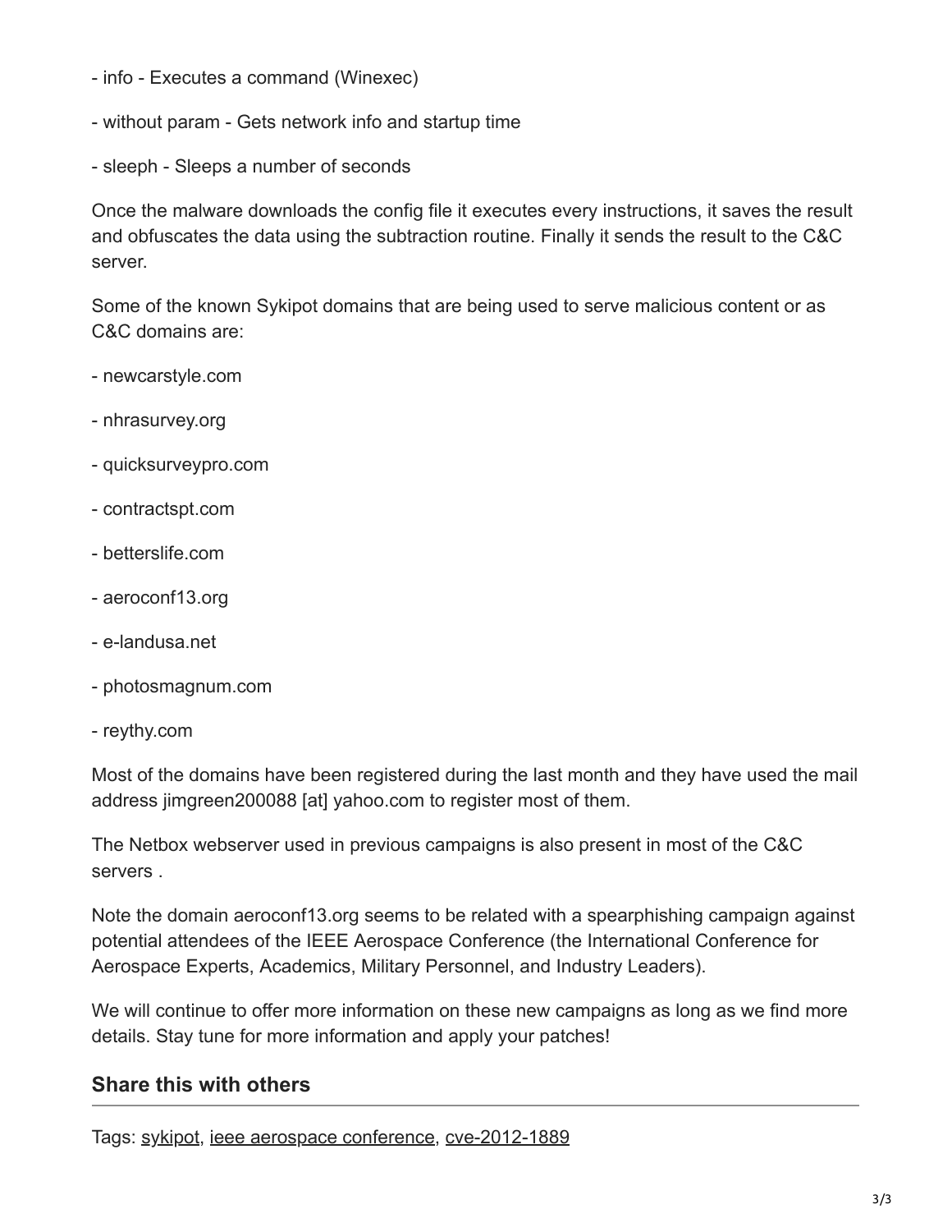- info - Executes a command (Winexec)

- without param - Gets network info and startup time

- sleeph - Sleeps a number of seconds

Once the malware downloads the config file it executes every instructions, it saves the result and obfuscates the data using the subtraction routine. Finally it sends the result to the C&C server.

Some of the known Sykipot domains that are being used to serve malicious content or as C&C domains are:

- newcarstyle.com

- nhrasurvey.org

- quicksurveypro.com

- contractspt.com

- betterslife.com

- aeroconf13.org

- e-landusa.net

- photosmagnum.com

- reythy.com

Most of the domains have been registered during the last month and they have used the mail address jimgreen200088 [at] yahoo.com to register most of them.

The Netbox webserver used in previous campaigns is also present in most of the C&C servers .

Note the domain aeroconf13.org seems to be related with a spearphishing campaign against potential attendees of the IEEE Aerospace Conference (the International Conference for Aerospace Experts, Academics, Military Personnel, and Industry Leaders).

We will continue to offer more information on these new campaigns as long as we find more details. Stay tune for more information and apply your patches!

### Share this with others

Tags: sykipot, ieee aerospace conference, cve-2012-1889